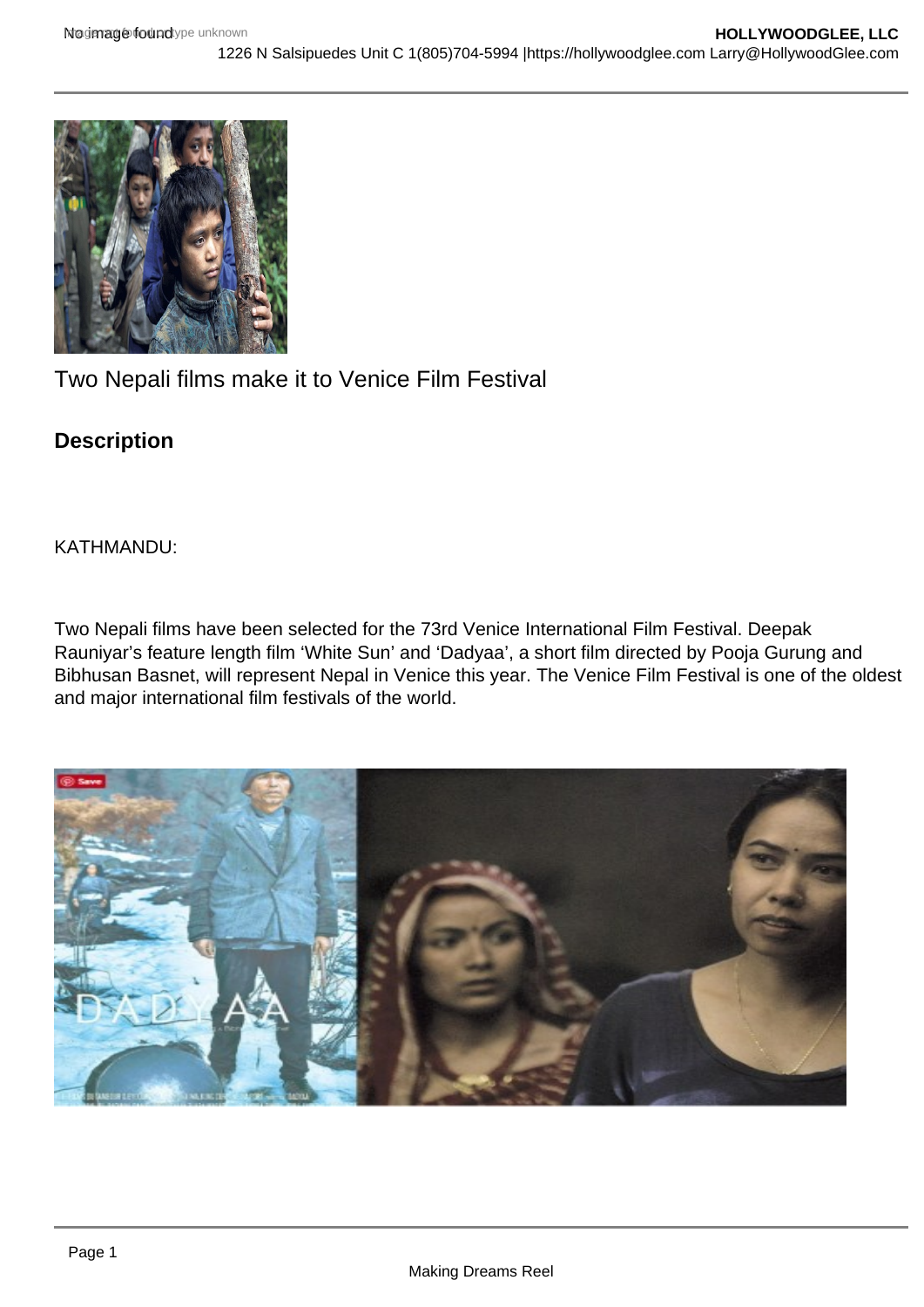Two Nepali films make it to Venice Film Festival

## Description

KATHMANDU:

Two Nepali films have been selected for the 73rd Venice International Film Festival. Deepak Rauniyar's feature length film 'White Sun' and 'Dadyaa', a short film directed by Pooja Gurung and Bibhusan Basnet, will represent Nepal in Venice this year. The Venice Film Festival is one of the oldest and major international film festivals of the world.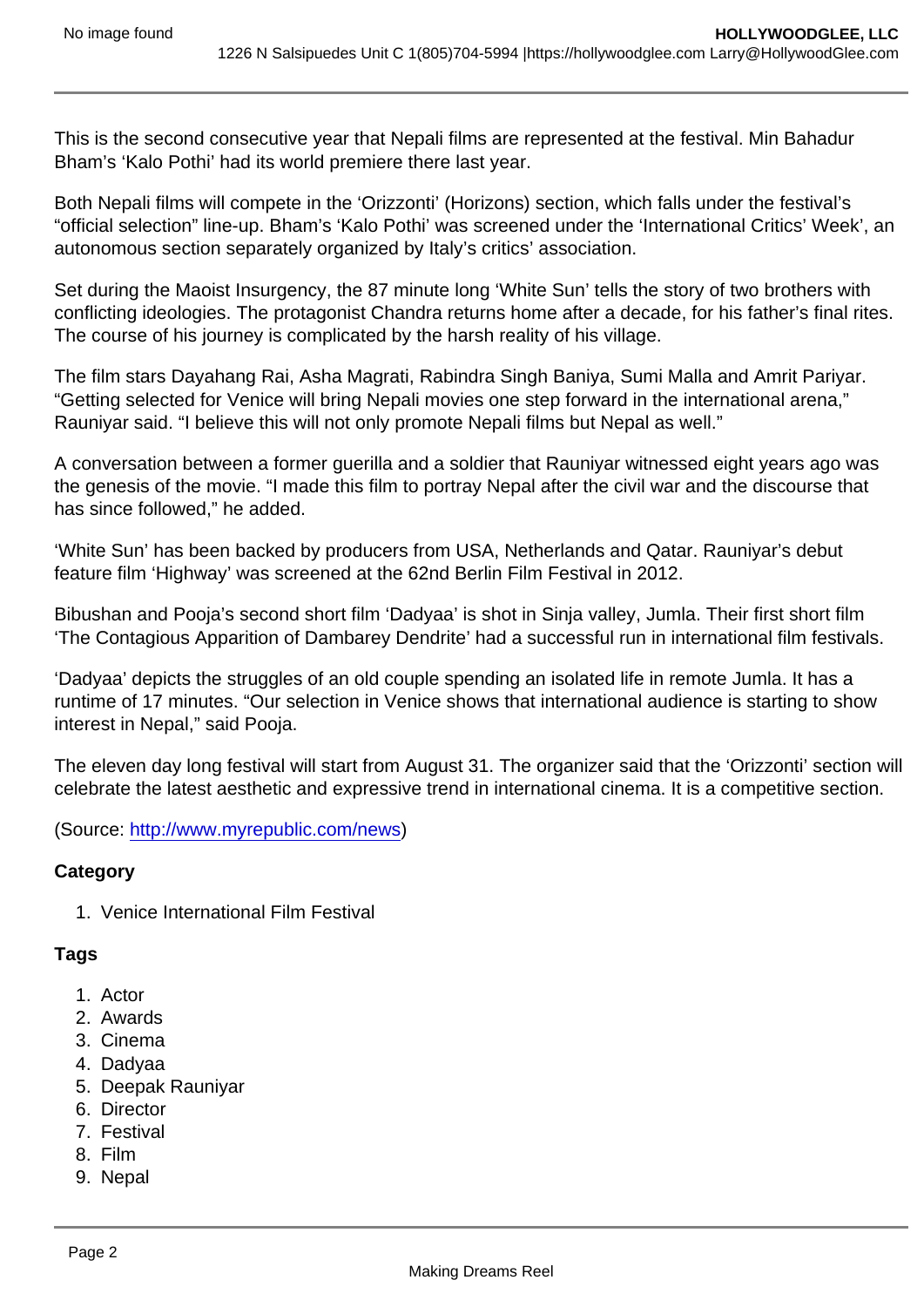This is the second consecutive year that Nepali films are represented at the festival. Min Bahadur Bham's 'Kalo Pothi' had its world premiere there last year.

Both Nepali films will compete in the 'Orizzonti' (Horizons) section, which falls under the festival's "official selection" line-up. Bham's 'Kalo Pothi' was screened under the 'International Critics' Week', an autonomous section separately organized by Italy's critics' association.

Set during the Maoist Insurgency, the 87 minute long 'White Sun' tells the story of two brothers with conflicting ideologies. The protagonist Chandra returns home after a decade, for his father's final rites. The course of his journey is complicated by the harsh reality of his village.

The film stars Dayahang Rai, Asha Magrati, Rabindra Singh Baniya, Sumi Malla and Amrit Pariyar. "Getting selected for Venice will bring Nepali movies one step forward in the international arena," Rauniyar said. "I believe this will not only promote Nepali films but Nepal as well."

A conversation between a former guerilla and a soldier that Rauniyar witnessed eight years ago was the genesis of the movie. "I made this film to portray Nepal after the civil war and the discourse that has since followed," he added.

'White Sun' has been backed by producers from USA, Netherlands and Qatar. Rauniyar's debut feature film 'Highway' was screened at the 62nd Berlin Film Festival in 2012.

Bibushan and Pooja's second short film 'Dadyaa' is shot in Sinja valley, Jumla. Their first short film 'The Contagious Apparition of Dambarey Dendrite' had a successful run in international film festivals.

'Dadyaa' depicts the struggles of an old couple spending an isolated life in remote Jumla. It has a runtime of 17 minutes. "Our selection in Venice shows that international audience is starting to show interest in Nepal," said Pooja.

The eleven day long festival will start from August 31. The organizer said that the 'Orizzonti' section will celebrate the latest aesthetic and expressive trend in international cinema. It is a competitive section.

(Source: http://www.myrepublic.com/news)

**Category**

1. Venice International Film Festival

**Tags**

1. Actor
2. Awards
3. Cinema
4. Dadyaa
5. Deepak Rauniyar
6. Director
7. Festival
8. Film
9. Nepal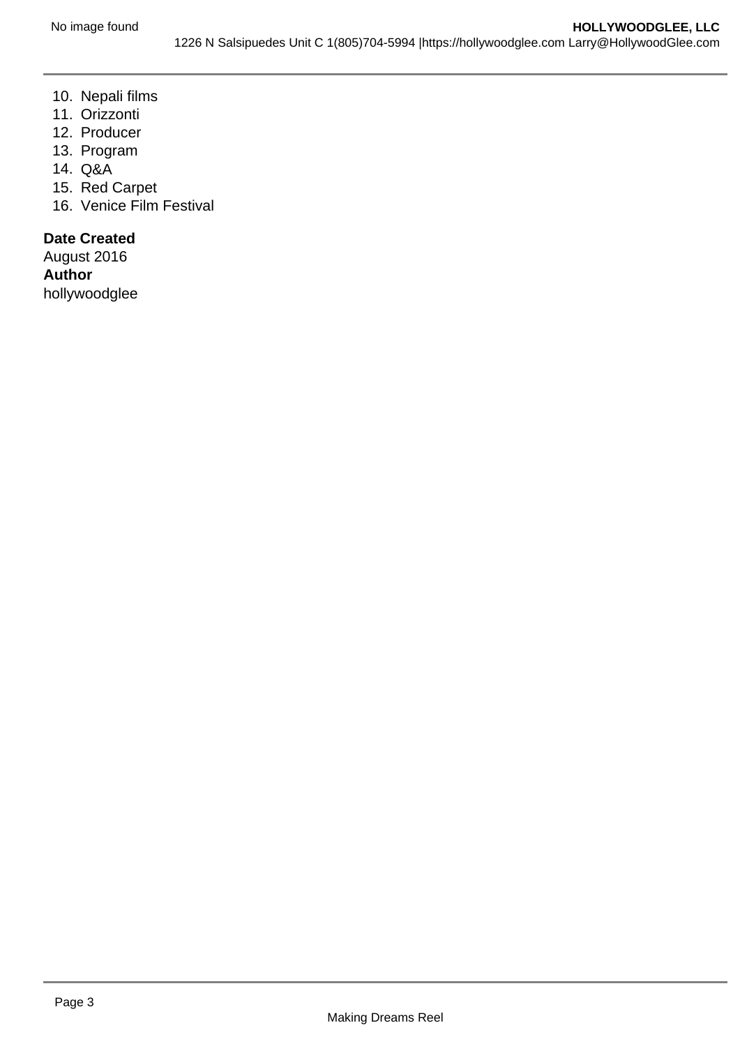10. Nepali films
11. Orizzonti
12. Producer
13. Program
14. Q&A
15. Red Carpet
16. Venice Film Festival

**Date Created**
August 2016
**Author**
hollywoodglee